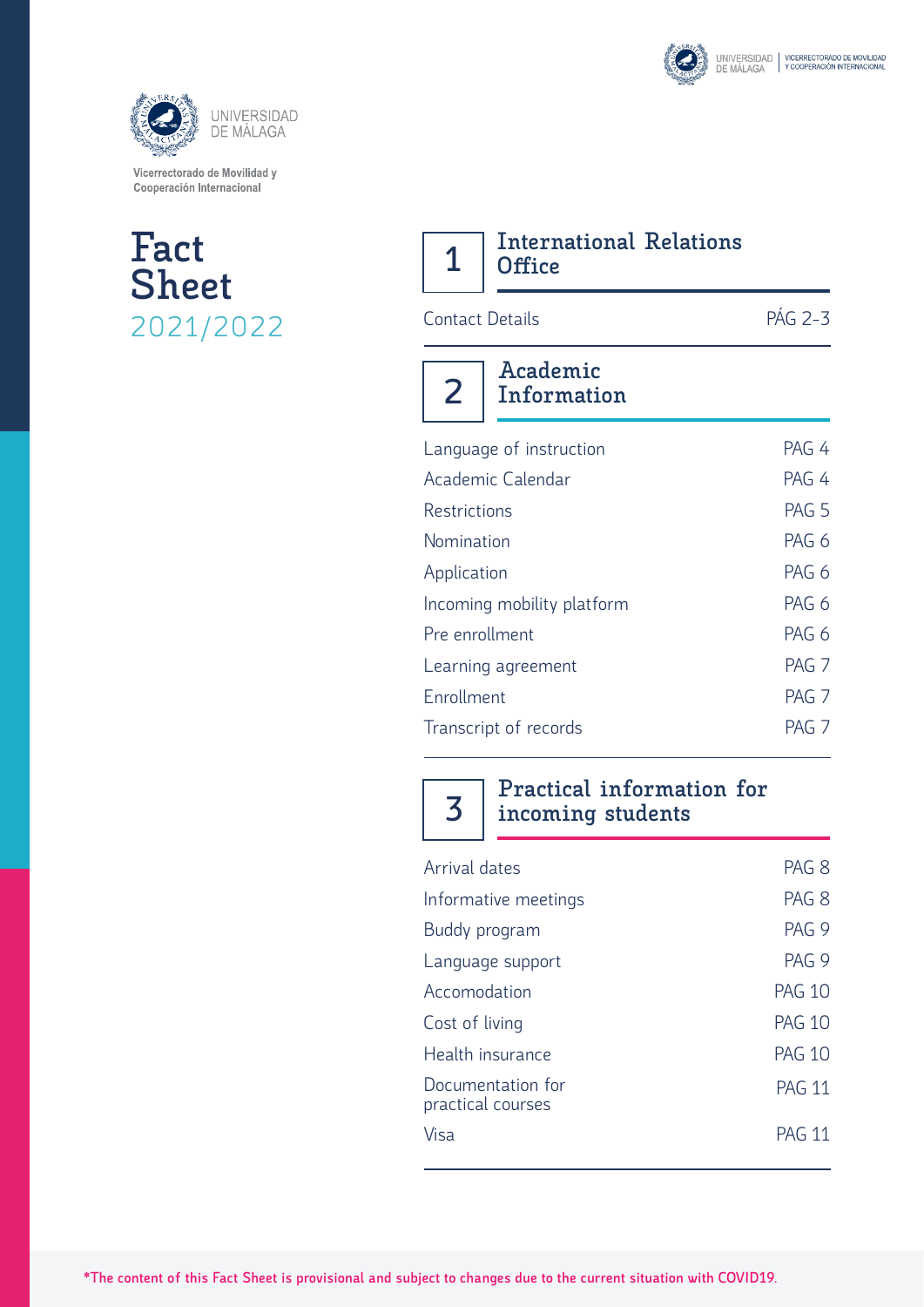UNIVERSIDAD DE MÁLAGA

Vicerrectorado de Movilidad y Cooperación Internacional

# Fact Sheet 2021/2022

## 1 International Relations Office

| | |
|---|---|
| Contact Details | PÁG 2-3 |

## 2 Academic Information

| | |
|---|---|
| Language of instruction | PAG 4 |
| Academic Calendar | PAG 4 |
| Restrictions | PAG 5 |
| Nomination | PAG 6 |
| Application | PAG 6 |
| Incoming mobility platform | PAG 6 |
| Pre enrollment | PAG 6 |
| Learning agreement | PAG 7 |
| Enrollment | PAG 7 |
| Transcript of records | PAG 7 |

## 3 Practical information for incoming students

| | |
|---|---|
| Arrival dates | PAG 8 |
| Informative meetings | PAG 8 |
| Buddy program | PAG 9 |
| Language support | PAG 9 |
| Accomodation | PAG 10 |
| Cost of living | PAG 10 |
| Health insurance | PAG 10 |
| Documentation for practical courses | PAG 11 |
| Visa | PAG 11 |

*The content of this Fact Sheet is provisional and subject to changes due to the current situation with COVID19.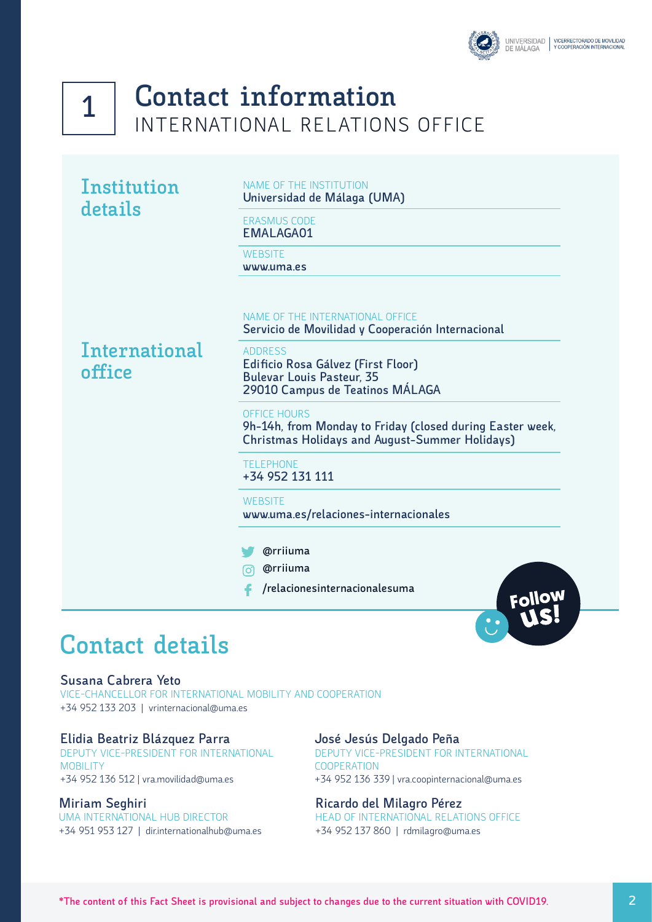# 1 Contact information

## INTERNATIONAL RELATIONS OFFICE

### Institution details

NAME OF THE INSTITUTION
**Universidad de Málaga (UMA)**

ERASMUS CODE
**EMALAGA01**

WEBSITE
**www.uma.es**

### International office

NAME OF THE INTERNATIONAL OFFICE
**Servicio de Movilidad y Cooperación Internacional**

ADDRESS
**Edificio Rosa Gálvez (First Floor)**
**Bulevar Louis Pasteur, 35**
**29010 Campus de Teatinos MÁLAGA**

OFFICE HOURS
**9h-14h, from Monday to Friday (closed during Easter week, Christmas Holidays and August-Summer Holidays)**

TELEPHONE
**+34 952 131 111**

WEBSITE
**www.uma.es/relaciones-internacionales**

**@rriiuma**
**@rriiuma**
**/relacionesinternacionalesuma**

Follow us!

## Contact details

**Susana Cabrera Yeto**
VICE-CHANCELLOR FOR INTERNATIONAL MOBILITY AND COOPERATION
+34 952 133 203 | vrinternacional@uma.es

**Elidia Beatriz Blázquez Parra**
DEPUTY VICE-PRESIDENT FOR INTERNATIONAL MOBILITY
+34 952 136 512 | vra.movilidad@uma.es

**Miriam Seghiri**
UMA INTERNATIONAL HUB DIRECTOR
+34 951 953 127 | dir.internationalhub@uma.es

**José Jesús Delgado Peña**
DEPUTY VICE-PRESIDENT FOR INTERNATIONAL COOPERATION
+34 952 136 339 | vra.coopinternacional@uma.es

**Ricardo del Milagro Pérez**
HEAD OF INTERNATIONAL RELATIONS OFFICE
+34 952 137 860 | rdmilagro@uma.es

**\*The content of this Fact Sheet is provisional and subject to changes due to the current situation with COVID19.**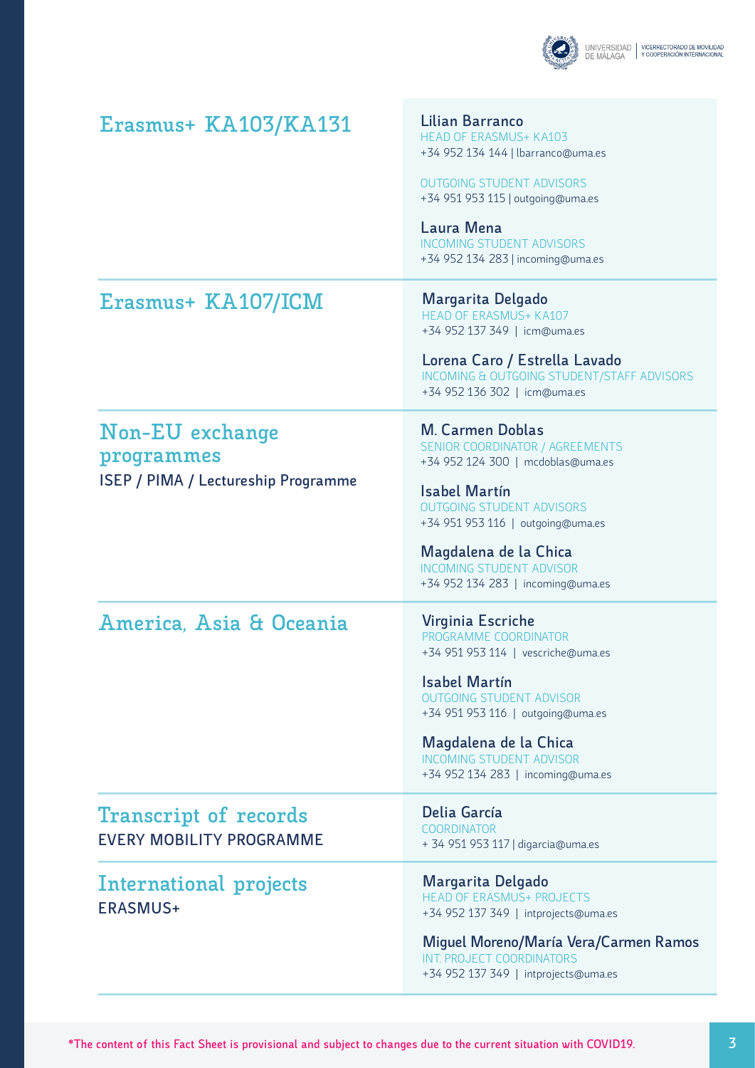## Erasmus+ KA103/KA131

**Lilian Barranco**
HEAD OF ERASMUS+ KA103
+34 952 134 144 | lbarranco@uma.es

OUTGOING STUDENT ADVISORS
+34 951 953 115 | outgoing@uma.es

**Laura Mena**
INCOMING STUDENT ADVISORS
+34 952 134 283 | incoming@uma.es

## Erasmus+ KA107/ICM

**Margarita Delgado**
HEAD OF ERASMUS+ KA107
+34 952 137 349 | icm@uma.es

**Lorena Caro / Estrella Lavado**
INCOMING & OUTGOING STUDENT/STAFF ADVISORS
+34 952 136 302 | icm@uma.es

## Non-EU exchange programmes

ISEP / PIMA / Lectureship Programme

**M. Carmen Doblas**
SENIOR COORDINATOR / AGREEMENTS
+34 952 124 300 | mcdoblas@uma.es

**Isabel Martín**
OUTGOING STUDENT ADVISORS
+34 951 953 116 | outgoing@uma.es

**Magdalena de la Chica**
INCOMING STUDENT ADVISOR
+34 952 134 283 | incoming@uma.es

## America, Asia & Oceania

**Virginia Escriche**
PROGRAMME COORDINATOR
+34 951 953 114 | vescriche@uma.es

**Isabel Martín**
OUTGOING STUDENT ADVISOR
+34 951 953 116 | outgoing@uma.es

**Magdalena de la Chica**
INCOMING STUDENT ADVISOR
+34 952 134 283 | incoming@uma.es

## Transcript of records

EVERY MOBILITY PROGRAMME

**Delia García**
COORDINATOR
+ 34 951 953 117 | digarcia@uma.es

## International projects

ERASMUS+

**Margarita Delgado**
HEAD OF ERASMUS+ PROJECTS
+34 952 137 349 | intprojects@uma.es

**Miguel Moreno/María Vera/Carmen Ramos**
INT. PROJECT COORDINATORS
+34 952 137 349 | intprojects@uma.es

*The content of this Fact Sheet is provisional and subject to changes due to the current situation with COVID19.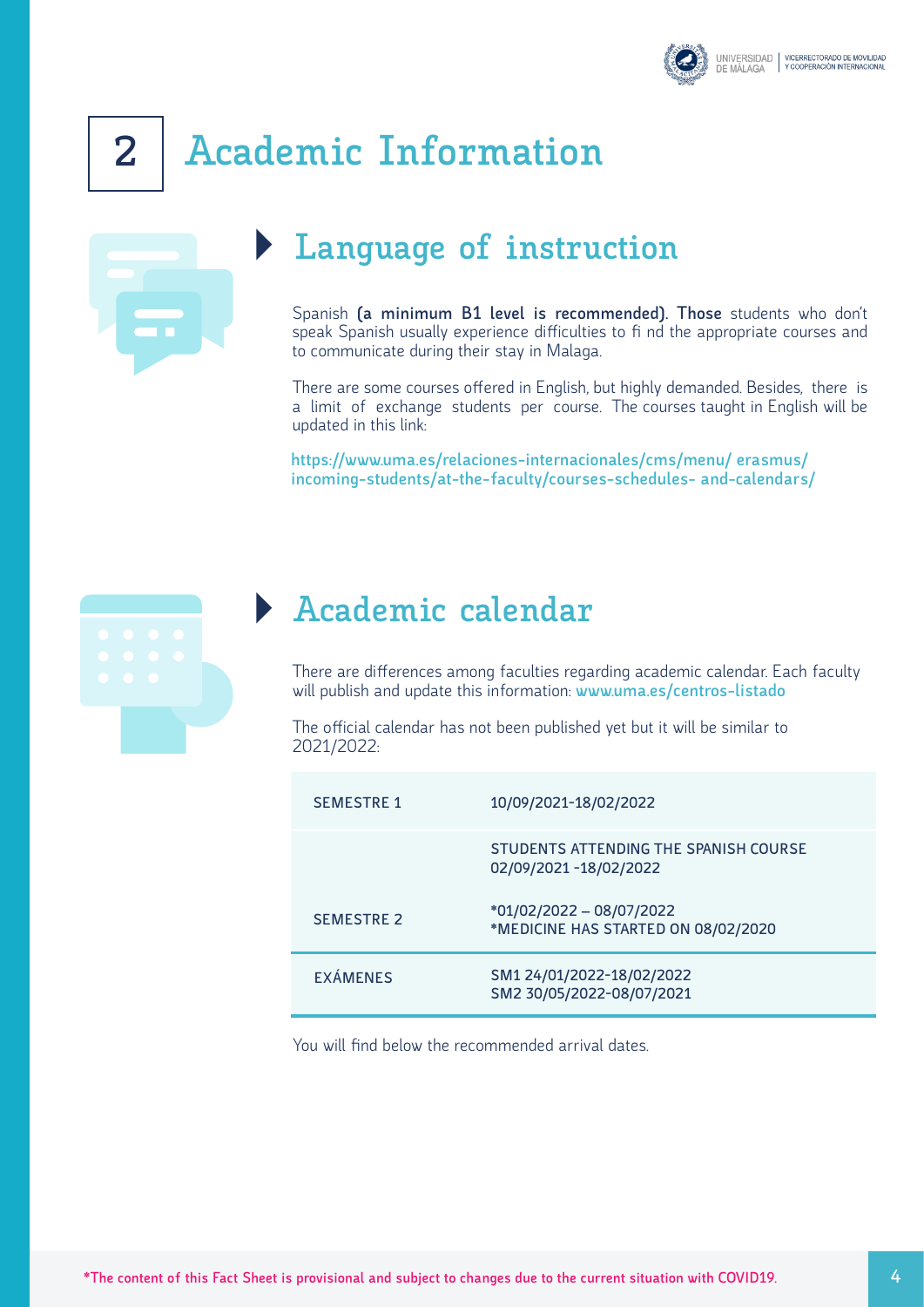# 2 Academic Information

## Language of instruction

Spanish **(a minimum B1 level is recommended). Those** students who don't speak Spanish usually experience difficulties to fi nd the appropriate courses and to communicate during their stay in Malaga.

There are some courses offered in English, but highly demanded. Besides, there is a limit of exchange students per course. The courses taught in English will be updated in this link:

https://www.uma.es/relaciones-internacionales/cms/menu/ erasmus/ incoming-students/at-the-faculty/courses-schedules- and-calendars/

## Academic calendar

There are differences among faculties regarding academic calendar. Each faculty will publish and update this information: www.uma.es/centros-listado

The official calendar has not been published yet but it will be similar to 2021/2022:

| | |
|---|---|
| SEMESTRE 1 | 10/09/2021-18/02/2022 |
| | STUDENTS ATTENDING THE SPANISH COURSE 02/09/2021 -18/02/2022 |
| SEMESTRE 2 | *01/02/2022 – 08/07/2022<br>*MEDICINE HAS STARTED ON 08/02/2020 |
| EXÁMENES | SM1 24/01/2022-18/02/2022<br>SM2 30/05/2022-08/07/2021 |

You will find below the recommended arrival dates.

*The content of this Fact Sheet is provisional and subject to changes due to the current situation with COVID19.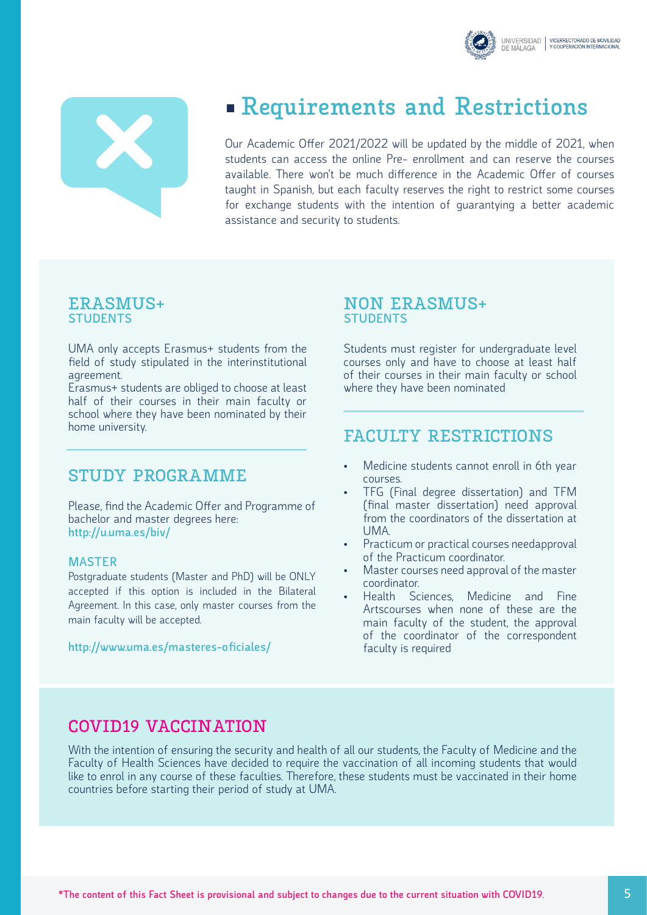# Requirements and Restrictions

Our Academic Offer 2021/2022 will be updated by the middle of 2021, when students can access the online Pre- enrollment and can reserve the courses available. There won't be much difference in the Academic Offer of courses taught in Spanish, but each faculty reserves the right to restrict some courses for exchange students with the intention of guarantying a better academic assistance and security to students.

## ERASMUS+ STUDENTS

UMA only accepts Erasmus+ students from the field of study stipulated in the interinstitutional agreement.
Erasmus+ students are obliged to choose at least half of their courses in their main faculty or school where they have been nominated by their home university.

## STUDY PROGRAMME

Please, find the Academic Offer and Programme of bachelor and master degrees here:
http://u.uma.es/biv/

### MASTER

Postgraduate students (Master and PhD) will be ONLY accepted if this option is included in the Bilateral Agreement. In this case, only master courses from the main faculty will be accepted.

http://www.uma.es/masteres-oficiales/

## NON ERASMUS+ STUDENTS

Students must register for undergraduate level courses only and have to choose at least half of their courses in their main faculty or school where they have been nominated

## FACULTY RESTRICTIONS

- Medicine students cannot enroll in 6th year courses.
- TFG (Final degree dissertation) and TFM (final master dissertation) need approval from the coordinators of the dissertation at UMA.
- Practicum or practical courses needapproval of the Practicum coordinator.
- Master courses need approval of the master coordinator.
- Health Sciences, Medicine and Fine Artscourses when none of these are the main faculty of the student, the approval of the coordinator of the correspondent faculty is required

## COVID19 VACCINATION

With the intention of ensuring the security and health of all our students, the Faculty of Medicine and the Faculty of Health Sciences have decided to require the vaccination of all incoming students that would like to enrol in any course of these faculties. Therefore, these students must be vaccinated in their home countries before starting their period of study at UMA.

*The content of this Fact Sheet is provisional and subject to changes due to the current situation with COVID19.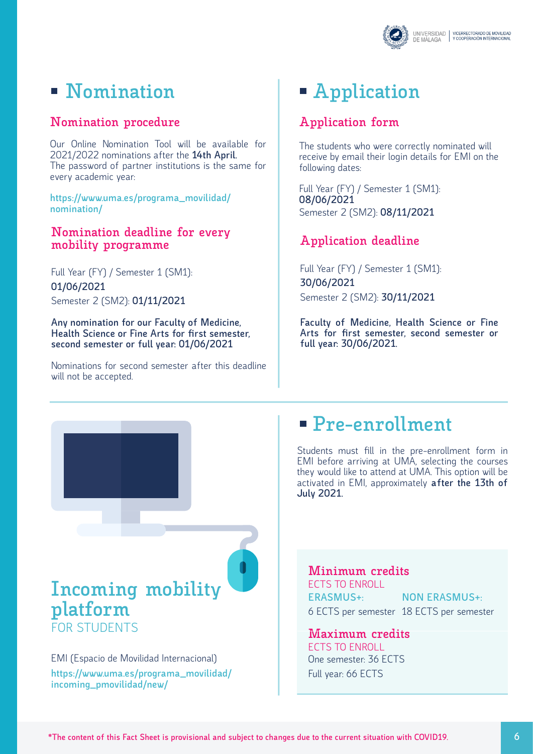# Nomination

## Nomination procedure

Our Online Nomination Tool will be available for 2021/2022 nominations after the **14th April**.
The password of partner institutions is the same for every academic year:

https://www.uma.es/programa_movilidad/nomination/

## Nomination deadline for every mobility programme

Full Year (FY) / Semester 1 (SM1):
**01/06/2021**
Semester 2 (SM2): **01/11/2021**

**Any nomination for our Faculty of Medicine, Health Science or Fine Arts for first semester, second semester or full year: 01/06/2021**

Nominations for second semester after this deadline will not be accepted.

# Application

## Application form

The students who were correctly nominated will receive by email their login details for EMI on the following dates:

Full Year (FY) / Semester 1 (SM1):
**08/06/2021**
Semester 2 (SM2): **08/11/2021**

## Application deadline

Full Year (FY) / Semester 1 (SM1):
**30/06/2021**
Semester 2 (SM2): **30/11/2021**

**Faculty of Medicine, Health Science or Fine Arts for first semester, second semester or full year: 30/06/2021.**

# Incoming mobility platform

FOR STUDENTS

EMI (Espacio de Movilidad Internacional)
https://www.uma.es/programa_movilidad/incoming_pmovilidad/new/

# Pre-enrollment

Students must fill in the pre-enrollment form in EMI before arriving at UMA, selecting the courses they would like to attend at UMA. This option will be activated in EMI, approximately **after the 13th of July 2021**.

## Minimum credits

ECTS TO ENROLL

| ERASMUS+: | NON ERASMUS+: |
| --- | --- |
| 6 ECTS per semester | 18 ECTS per semester |

## Maximum credits

ECTS TO ENROLL
One semester: 36 ECTS
Full year: 66 ECTS

*The content of this Fact Sheet is provisional and subject to changes due to the current situation with COVID19.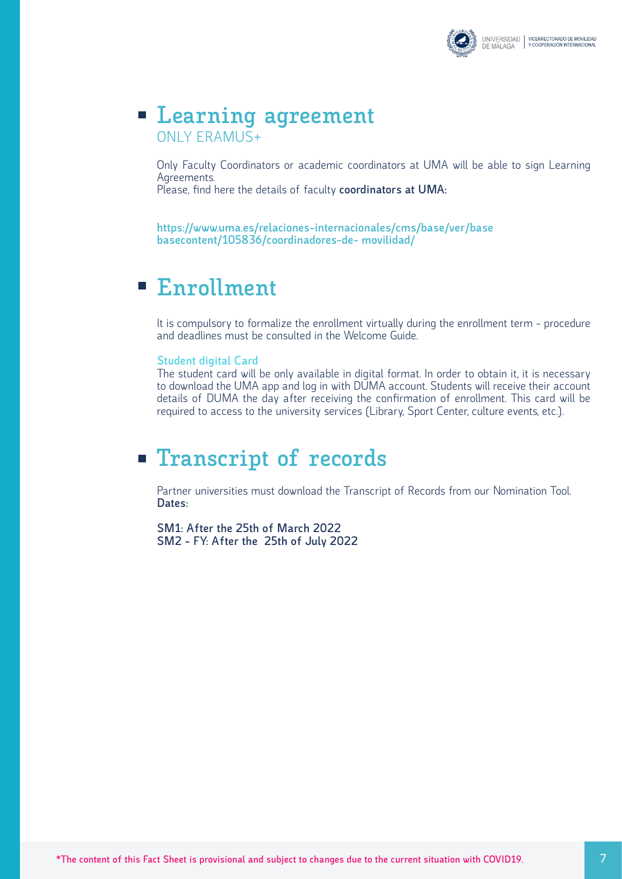## Learning agreement

ONLY ERAMUS+

Only Faculty Coordinators or academic coordinators at UMA will be able to sign Learning Agreements.
Please, find here the details of faculty **coordinators at UMA:**

**https://www.uma.es/relaciones-internacionales/cms/base/ver/base basecontent/105836/coordinadores-de- movilidad/**

## Enrollment

It is compulsory to formalize the enrollment virtually during the enrollment term - procedure and deadlines must be consulted in the Welcome Guide.

### Student digital Card

The student card will be only available in digital format. In order to obtain it, it is necessary to download the UMA app and log in with DUMA account. Students will receive their account details of DUMA the day after receiving the confirmation of enrollment. This card will be required to access to the university services (Library, Sport Center, culture events, etc.).

## Transcript of records

Partner universities must download the Transcript of Records from our Nomination Tool.
**Dates:**

**SM1: After the 25th of March 2022**
**SM2 - FY: After the 25th of July 2022**

*The content of this Fact Sheet is provisional and subject to changes due to the current situation with COVID19.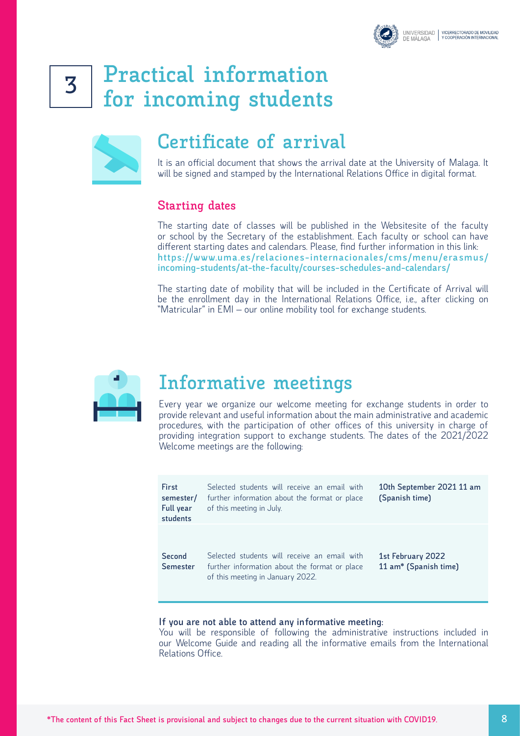# 3 Practical information for incoming students

## Certificate of arrival

It is an official document that shows the arrival date at the University of Malaga. It will be signed and stamped by the International Relations Office in digital format.

### Starting dates

The starting date of classes will be published in the Websitesite of the faculty or school by the Secretary of the establishment. Each faculty or school can have different starting dates and calendars. Please, find further information in this link: **https://www.uma.es/relaciones-internacionales/cms/menu/erasmus/incoming-students/at-the-faculty/courses-schedules-and-calendars/**

The starting date of mobility that will be included in the Certificate of Arrival will be the enrollment day in the International Relations Office, i.e., after clicking on "Matricular" in EMI – our online mobility tool for exchange students.

## Informative meetings

Every year we organize our welcome meeting for exchange students in order to provide relevant and useful information about the main administrative and academic procedures, with the participation of other offices of this university in charge of providing integration support to exchange students. The dates of the 2021/2022 Welcome meetings are the following:

| | | |
|---|---|---|
| **First semester/ Full year students** | Selected students will receive an email with further information about the format or place of this meeting in July. | **10th September 2021 11 am (Spanish time)** |
| **Second Semester** | Selected students will receive an email with further information about the format or place of this meeting in January 2022. | **1st February 2022 11 am* (Spanish time)** |

**If you are not able to attend any informative meeting:**
You will be responsible of following the administrative instructions included in our Welcome Guide and reading all the informative emails from the International Relations Office.

*The content of this Fact Sheet is provisional and subject to changes due to the current situation with COVID19.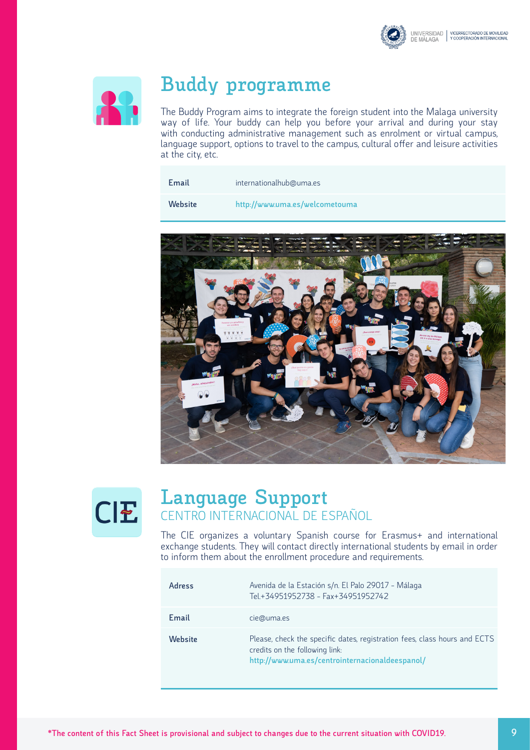## Buddy programme

The Buddy Program aims to integrate the foreign student into the Malaga university way of life. Your buddy can help you before your arrival and during your stay with conducting administrative management such as enrolment or virtual campus, language support, options to travel to the campus, cultural offer and leisure activities at the city, etc.

| | |
|---|---|
| **Email** | internationalhub@uma.es |
| **Website** | http://www.uma.es/welcometouma |

## Language Support

### CENTRO INTERNACIONAL DE ESPAÑOL

The CIE organizes a voluntary Spanish course for Erasmus+ and international exchange students. They will contact directly international students by email in order to inform them about the enrollment procedure and requirements.

| | |
|---|---|
| **Adress** | Avenida de la Estación s/n. El Palo 29017 - Málaga<br>Tel.+34951952738 - Fax+34951952742 |
| **Email** | cie@uma.es |
| **Website** | Please, check the specific dates, registration fees, class hours and ECTS credits on the following link:<br>http://www.uma.es/centrointernacionaldeespanol/ |

*The content of this Fact Sheet is provisional and subject to changes due to the current situation with COVID19.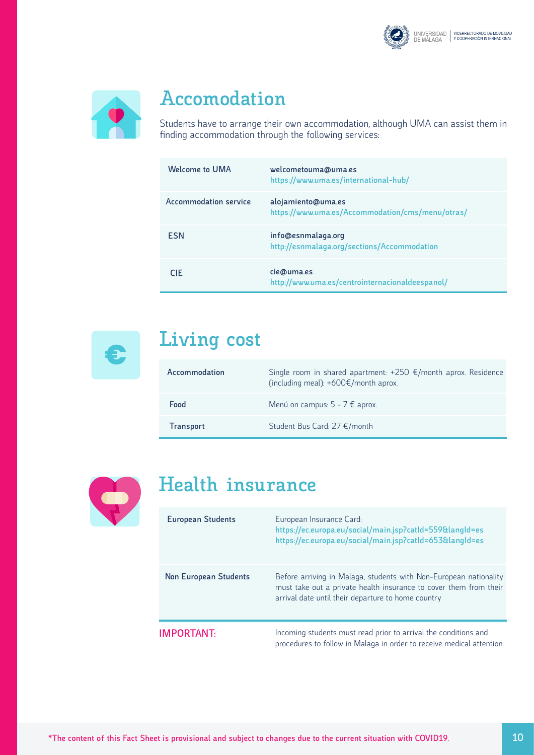## Accomodation

Students have to arrange their own accommodation, although UMA can assist them in finding accommodation through the following services:

| | |
|---|---|
| Welcome to UMA | welcometouma@uma.es<br>https://www.uma.es/international-hub/ |
| Accommodation service | alojamiento@uma.es<br>https://www.uma.es/Accommodation/cms/menu/otras/ |
| ESN | info@esnmalaga.org<br>http://esnmalaga.org/sections/Accommodation |
| CIE | cie@uma.es<br>http://www.uma.es/centrointernacionaldeespanol/ |

## Living cost

| | |
|---|---|
| Accommodation | Single room in shared apartment: +250 €/month aprox. Residence (including meal): +600€/month aprox. |
| Food | Menú on campus: 5 - 7 € aprox. |
| Transport | Student Bus Card: 27 €/month |

## Health insurance

| | |
|---|---|
| European Students | European Insurance Card:<br>https://ec.europa.eu/social/main.jsp?catId=559&langId=es<br>https://ec.europa.eu/social/main.jsp?catId=653&langId=es |
| Non European Students | Before arriving in Malaga, students with Non-European nationality must take out a private health insurance to cover them from their arrival date until their departure to home country |

**IMPORTANT:** Incoming students must read prior to arrival the conditions and procedures to follow in Malaga in order to receive medical attention.

*The content of this Fact Sheet is provisional and subject to changes due to the current situation with COVID19.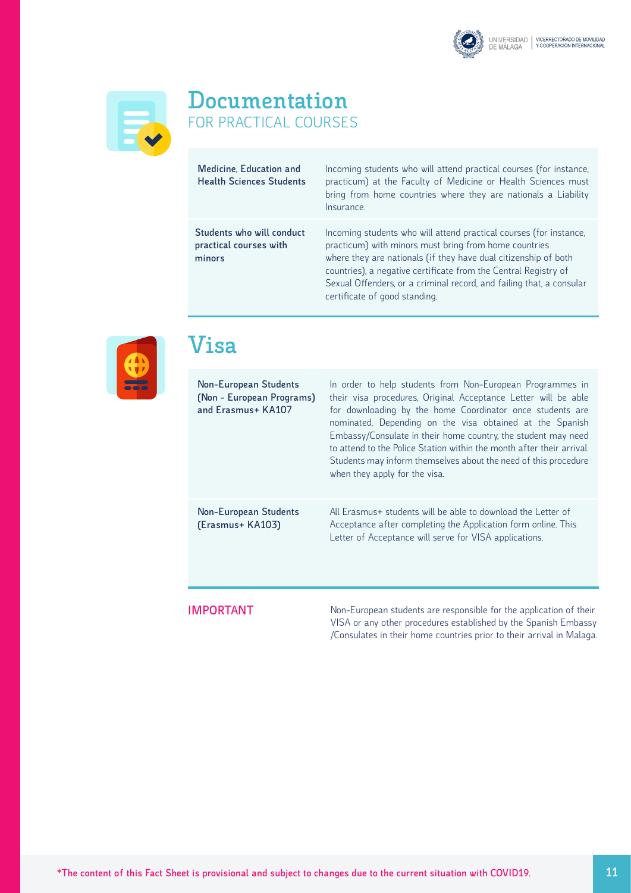# Documentation
## FOR PRACTICAL COURSES

| | |
|---|---|
| **Medicine, Education and Health Sciences Students** | Incoming students who will attend practical courses (for instance, practicum) at the Faculty of Medicine or Health Sciences must bring from home countries where they are nationals a Liability Insurance. |
| **Students who will conduct practical courses with minors** | Incoming students who will attend practical courses (for instance, practicum) with minors must bring from home countries where they are nationals (if they have dual citizenship of both countries), a negative certificate from the Central Registry of Sexual Offenders, or a criminal record, and failing that, a consular certificate of good standing. |

# Visa

| | |
|---|---|
| **Non-European Students (Non - European Programs) and Erasmus+ KA107** | In order to help students from Non-European Programmes in their visa procedures, Original Acceptance Letter will be able for downloading by the home Coordinator once students are nominated. Depending on the visa obtained at the Spanish Embassy/Consulate in their home country, the student may need to attend to the Police Station within the month after their arrival. Students may inform themselves about the need of this procedure when they apply for the visa. |
| **Non-European Students (Erasmus+ KA103)** | All Erasmus+ students will be able to download the Letter of Acceptance after completing the Application form online. This Letter of Acceptance will serve for VISA applications. |

**IMPORTANT**

Non-European students are responsible for the application of their VISA or any other procedures established by the Spanish Embassy /Consulates in their home countries prior to their arrival in Malaga.

*The content of this Fact Sheet is provisional and subject to changes due to the current situation with COVID19.